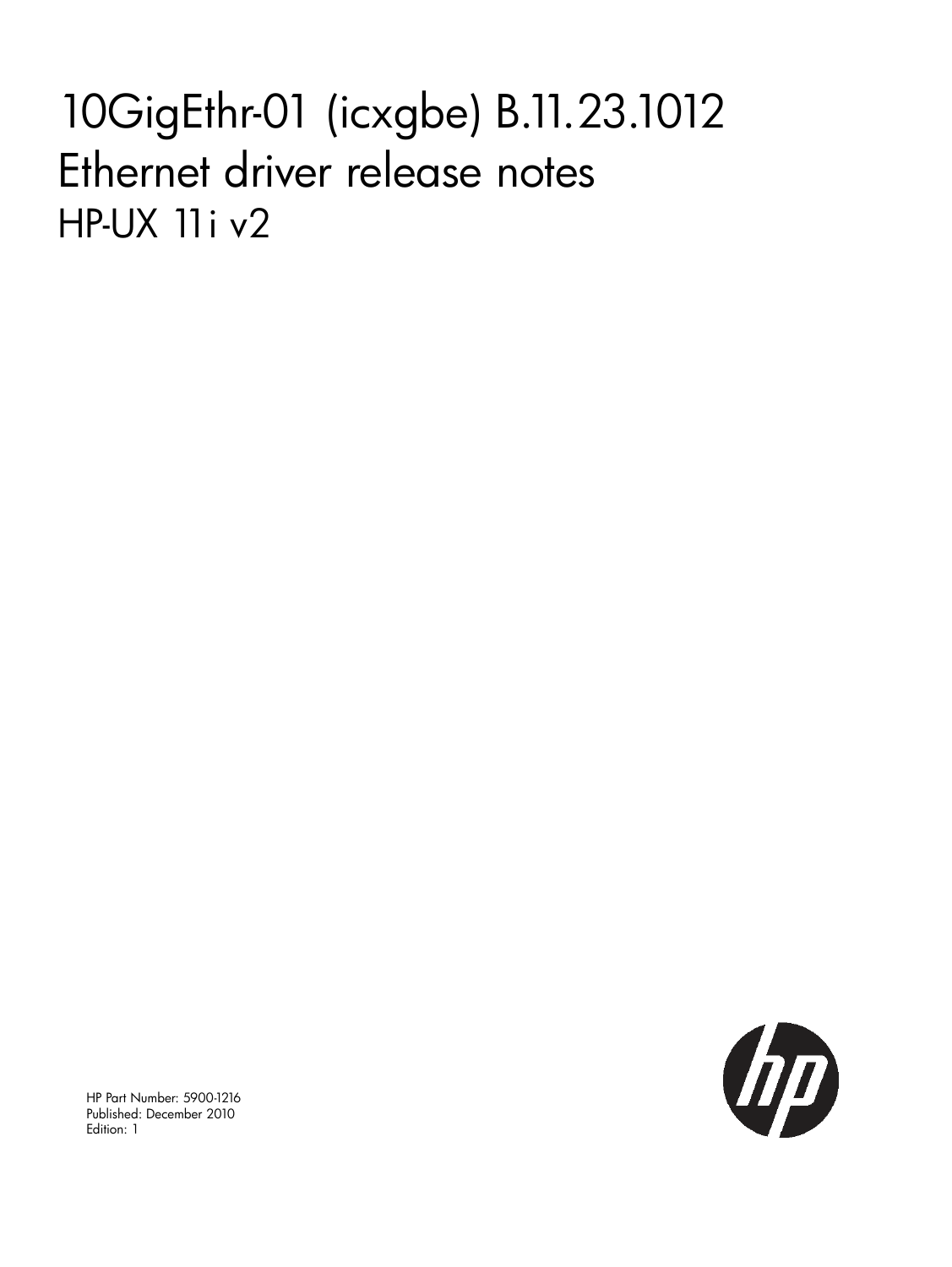# 10GigEthr-01 (icxgbe) B.11.23.1012

## Ethernet driver release notes

### HP-UX 11i v2

HP Part Number: 5900-1216
Published: December 2010
Edition: 1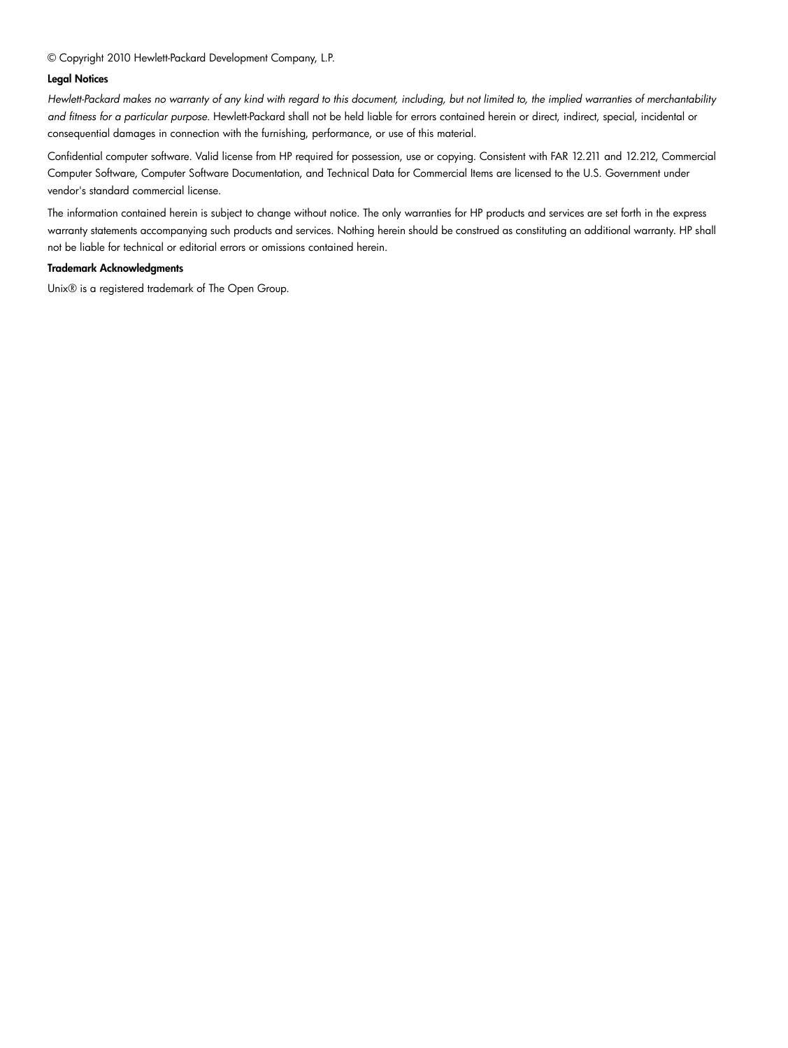© Copyright 2010 Hewlett-Packard Development Company, L.P.

**Legal Notices**

*Hewlett-Packard makes no warranty of any kind with regard to this document, including, but not limited to, the implied warranties of merchantability and fitness for a particular purpose.* Hewlett-Packard shall not be held liable for errors contained herein or direct, indirect, special, incidental or consequential damages in connection with the furnishing, performance, or use of this material.

Confidential computer software. Valid license from HP required for possession, use or copying. Consistent with FAR 12.211 and 12.212, Commercial Computer Software, Computer Software Documentation, and Technical Data for Commercial Items are licensed to the U.S. Government under vendor's standard commercial license.

The information contained herein is subject to change without notice. The only warranties for HP products and services are set forth in the express warranty statements accompanying such products and services. Nothing herein should be construed as constituting an additional warranty. HP shall not be liable for technical or editorial errors or omissions contained herein.

**Trademark Acknowledgments**

Unix® is a registered trademark of The Open Group.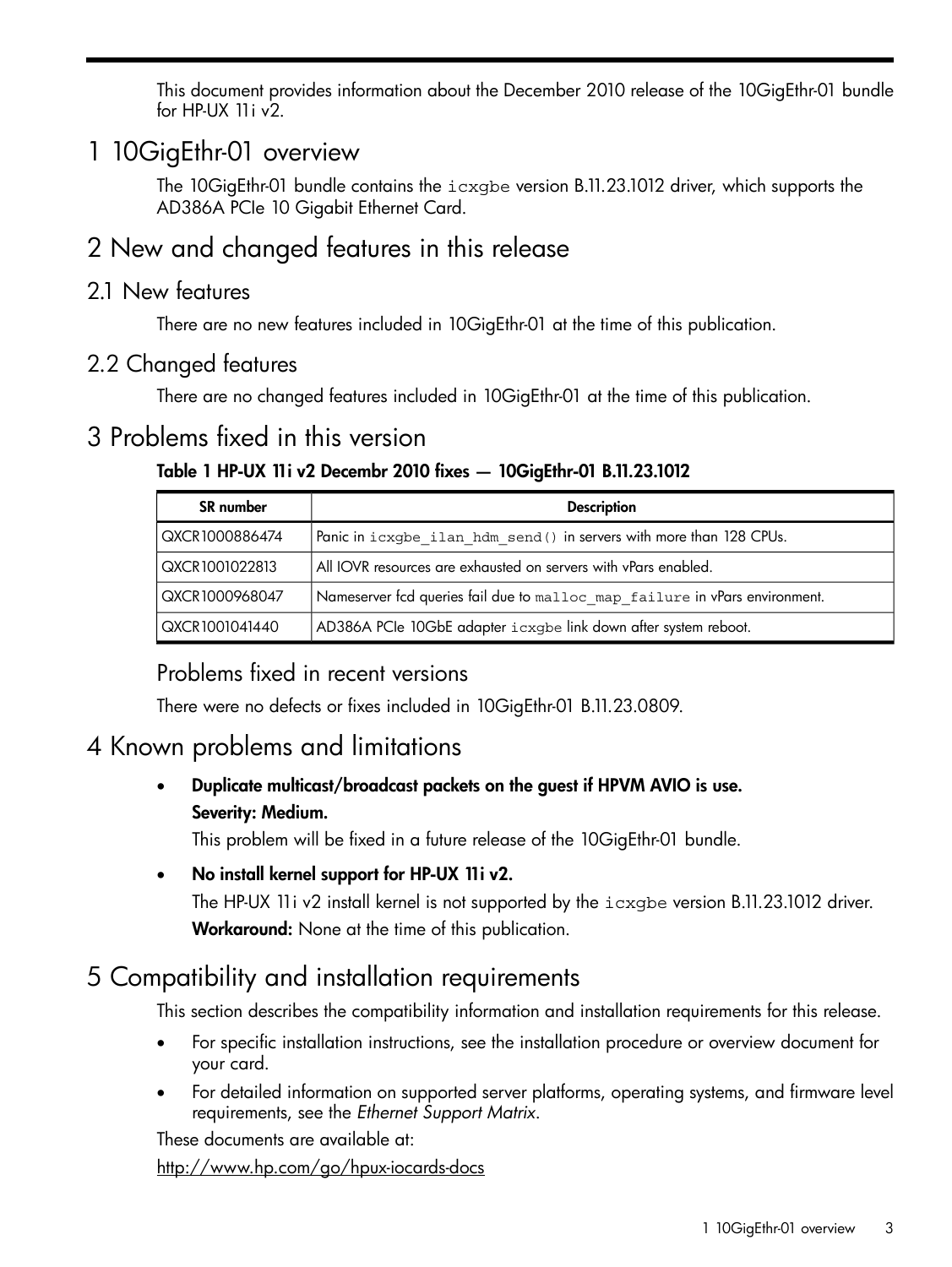This document provides information about the December 2010 release of the 10GigEthr-01 bundle for HP-UX 11i v2.

# 1 10GigEthr-01 overview

The 10GigEthr-01 bundle contains the `icxgbe` version B.11.23.1012 driver, which supports the AD386A PCIe 10 Gigabit Ethernet Card.

# 2 New and changed features in this release

## 2.1 New features

There are no new features included in 10GigEthr-01 at the time of this publication.

## 2.2 Changed features

There are no changed features included in 10GigEthr-01 at the time of this publication.

# 3 Problems fixed in this version

**Table 1 HP-UX 11i v2 Decembr 2010 fixes — 10GigEthr-01 B.11.23.1012**

| SR number | Description |
|---|---|
| QXCR1000886474 | Panic in `icxgbe_ilan_hdm_send()` in servers with more than 128 CPUs. |
| QXCR1001022813 | All IOVR resources are exhausted on servers with vPars enabled. |
| QXCR1000968047 | Nameserver fcd queries fail due to `malloc_map_failure` in vPars environment. |
| QXCR1001041440 | AD386A PCIe 10GbE adapter `icxgbe` link down after system reboot. |

## Problems fixed in recent versions

There were no defects or fixes included in 10GigEthr-01 B.11.23.0809.

# 4 Known problems and limitations

- **Duplicate multicast/broadcast packets on the guest if HPVM AVIO is use.**
  **Severity: Medium.**
  This problem will be fixed in a future release of the 10GigEthr-01 bundle.
- **No install kernel support for HP-UX 11i v2.**
  The HP-UX 11i v2 install kernel is not supported by the `icxgbe` version B.11.23.1012 driver.
  **Workaround:** None at the time of this publication.

# 5 Compatibility and installation requirements

This section describes the compatibility information and installation requirements for this release.

- For specific installation instructions, see the installation procedure or overview document for your card.
- For detailed information on supported server platforms, operating systems, and firmware level requirements, see the *Ethernet Support Matrix*.

These documents are available at:

http://www.hp.com/go/hpux-iocards-docs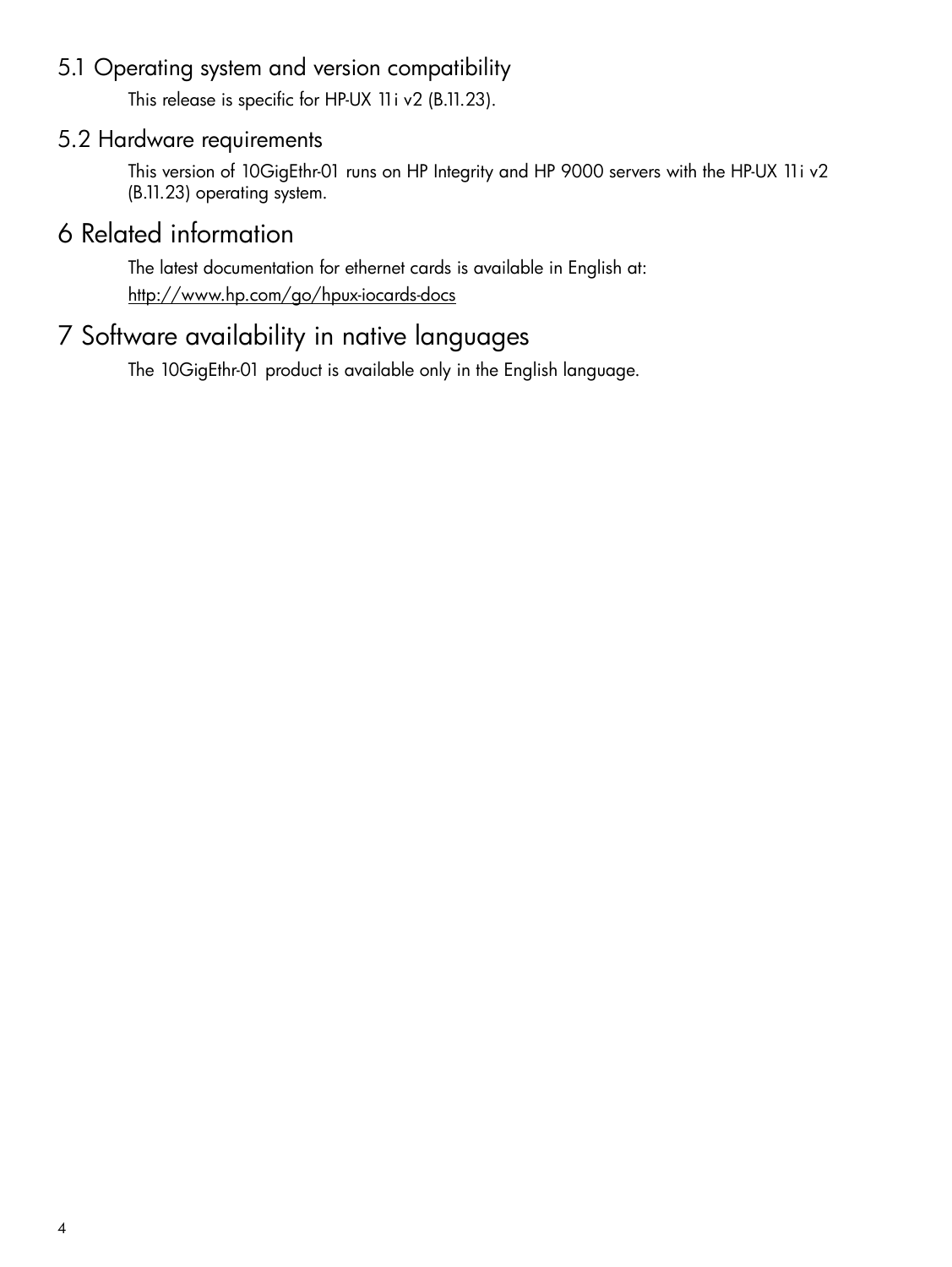### 5.1 Operating system and version compatibility

This release is specific for HP-UX 11i v2 (B.11.23).

### 5.2 Hardware requirements

This version of 10GigEthr-01 runs on HP Integrity and HP 9000 servers with the HP-UX 11i v2 (B.11.23) operating system.

## 6 Related information

The latest documentation for ethernet cards is available in English at:

http://www.hp.com/go/hpux-iocards-docs

## 7 Software availability in native languages

The 10GigEthr-01 product is available only in the English language.